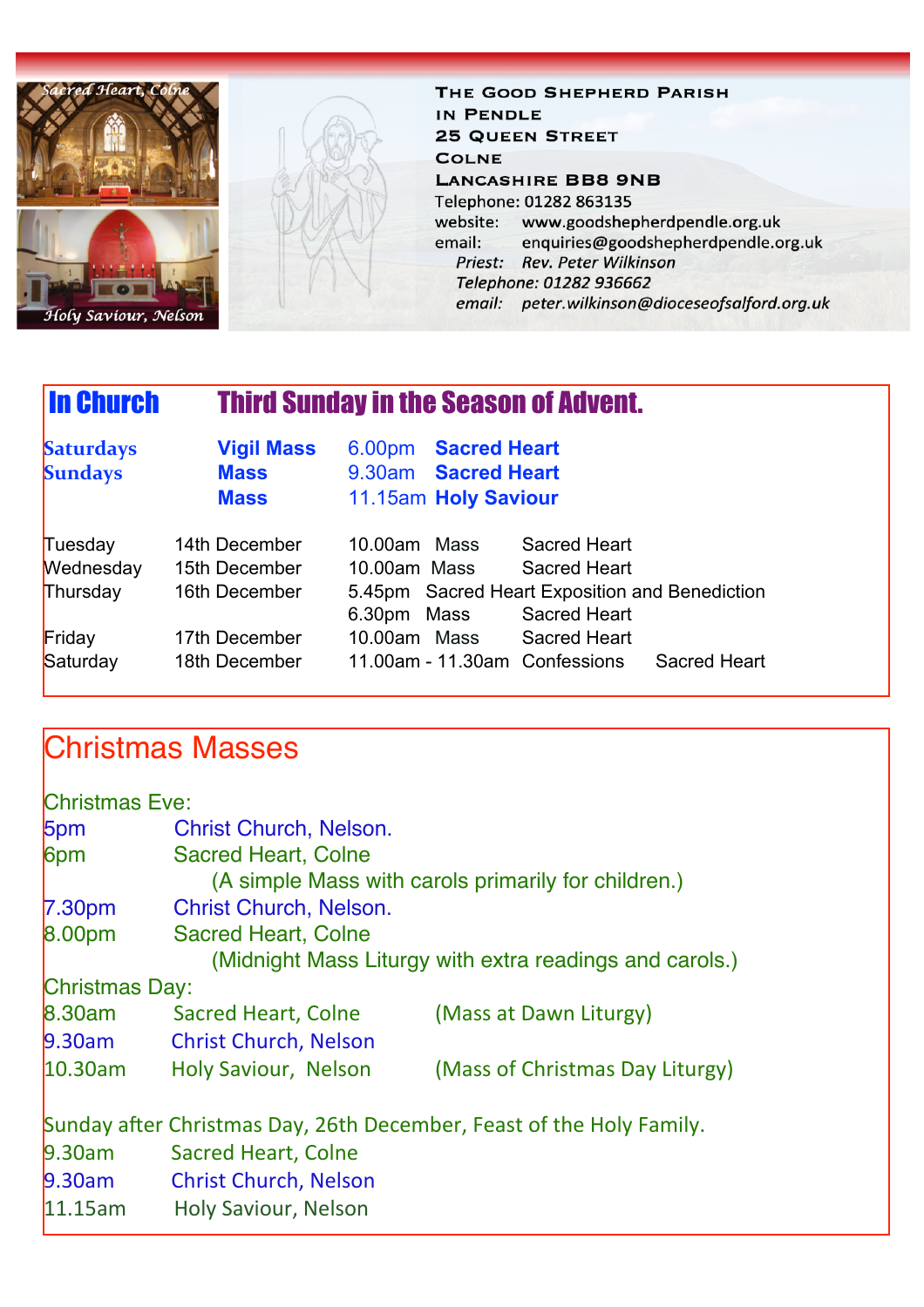Sacred Heart, Colne

Holy Saviour, Nelson

# The Good Shepherd Parish in Pendle

25 Queen Street
Colne
Lancashire BB8 9NB

Telephone: 01282 863135
website: www.goodshepherdpendle.org.uk
email: enquiries@goodshepherdpendle.org.uk

*Priest: Rev. Peter Wilkinson*
*Telephone: 01282 936662*
*email: peter.wilkinson@dioceseofsalford.org.uk*

## In Church — Third Sunday in the Season of Advent.

| | | | |
|---|---|---|---|
| **Saturdays** | **Vigil Mass** | 6.00pm | **Sacred Heart** |
| **Sundays** | **Mass** | 9.30am | **Sacred Heart** |
| | **Mass** | 11.15am | **Holy Saviour** |

| | | | | |
|---|---|---|---|---|
| Tuesday | 14th December | 10.00am | Mass | Sacred Heart |
| Wednesday | 15th December | 10.00am | Mass | Sacred Heart |
| Thursday | 16th December | 5.45pm | Sacred Heart Exposition and Benediction | |
| | | 6.30pm | Mass | Sacred Heart |
| Friday | 17th December | 10.00am | Mass | Sacred Heart |
| Saturday | 18th December | 11.00am - 11.30am | Confessions | Sacred Heart |

## Christmas Masses

Christmas Eve:

| | | |
|---|---|---|
| 5pm | Christ Church, Nelson. | |
| 6pm | Sacred Heart, Colne | (A simple Mass with carols primarily for children.) |
| 7.30pm | Christ Church, Nelson. | |
| 8.00pm | Sacred Heart, Colne | (Midnight Mass Liturgy with extra readings and carols.) |

Christmas Day:

| | | |
|---|---|---|
| 8.30am | Sacred Heart, Colne | (Mass at Dawn Liturgy) |
| 9.30am | Christ Church, Nelson | |
| 10.30am | Holy Saviour, Nelson | (Mass of Christmas Day Liturgy) |

Sunday after Christmas Day, 26th December, Feast of the Holy Family.

| | |
|---|---|
| 9.30am | Sacred Heart, Colne |
| 9.30am | Christ Church, Nelson |
| 11.15am | Holy Saviour, Nelson |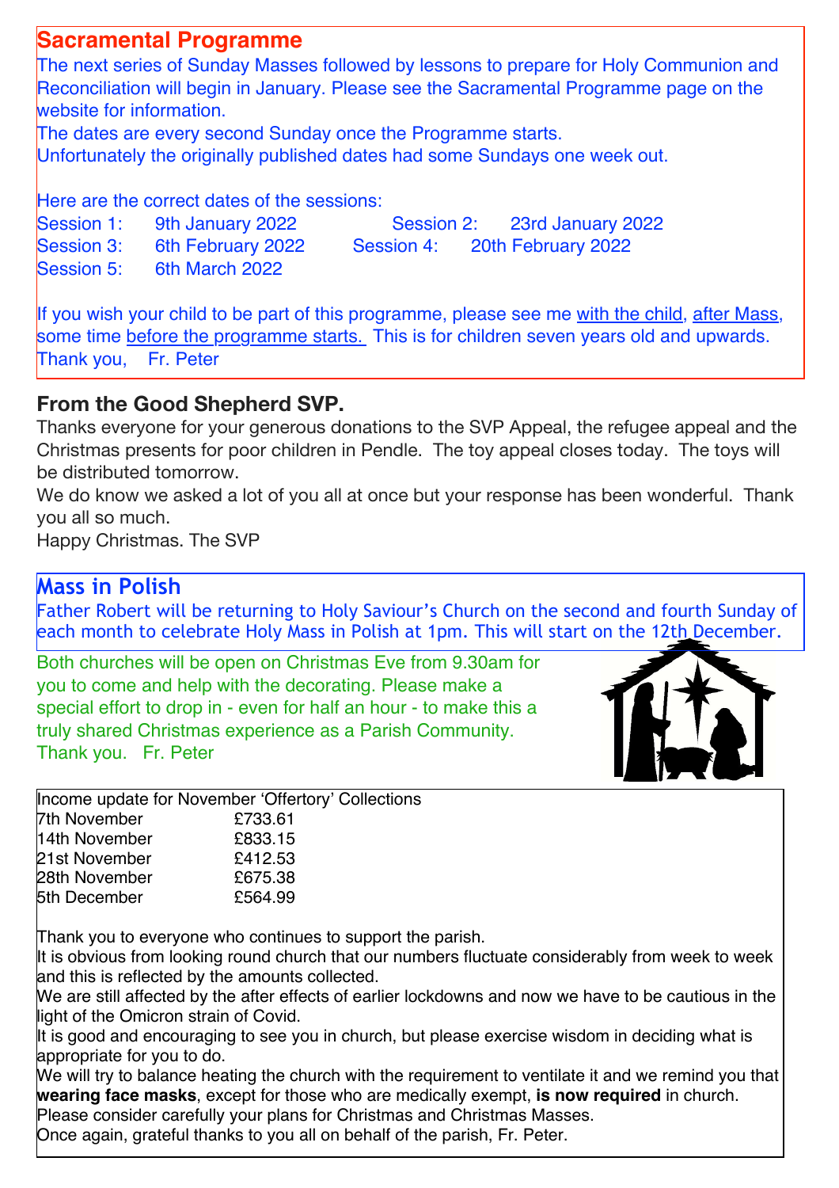## Sacramental Programme

The next series of Sunday Masses followed by lessons to prepare for Holy Communion and Reconciliation will begin in January. Please see the Sacramental Programme page on the website for information.

The dates are every second Sunday once the Programme starts.

Unfortunately the originally published dates had some Sundays one week out.

Here are the correct dates of the sessions:

Session 1: 9th January 2022 Session 2: 23rd January 2022
Session 3: 6th February 2022 Session 4: 20th February 2022
Session 5: 6th March 2022

If you wish your child to be part of this programme, please see me with the child, after Mass, some time before the programme starts. This is for children seven years old and upwards.

Thank you, Fr. Peter

### From the Good Shepherd SVP.

Thanks everyone for your generous donations to the SVP Appeal, the refugee appeal and the Christmas presents for poor children in Pendle. The toy appeal closes today. The toys will be distributed tomorrow.

We do know we asked a lot of you all at once but your response has been wonderful. Thank you all so much.

Happy Christmas. The SVP

## Mass in Polish

Father Robert will be returning to Holy Saviour's Church on the second and fourth Sunday of each month to celebrate Holy Mass in Polish at 1pm. This will start on the 12th December.

Both churches will be open on Christmas Eve from 9.30am for you to come and help with the decorating. Please make a special effort to drop in - even for half an hour - to make this a truly shared Christmas experience as a Parish Community.

Thank you. Fr. Peter

Income update for November 'Offertory' Collections

| | |
|---|---|
| 7th November | £733.61 |
| 14th November | £833.15 |
| 21st November | £412.53 |
| 28th November | £675.38 |
| 5th December | £564.99 |

Thank you to everyone who continues to support the parish.

It is obvious from looking round church that our numbers fluctuate considerably from week to week and this is reflected by the amounts collected.

We are still affected by the after effects of earlier lockdowns and now we have to be cautious in the light of the Omicron strain of Covid.

It is good and encouraging to see you in church, but please exercise wisdom in deciding what is appropriate for you to do.

We will try to balance heating the church with the requirement to ventilate it and we remind you that **wearing face masks**, except for those who are medically exempt, **is now required** in church.

Please consider carefully your plans for Christmas and Christmas Masses.

Once again, grateful thanks to you all on behalf of the parish, Fr. Peter.